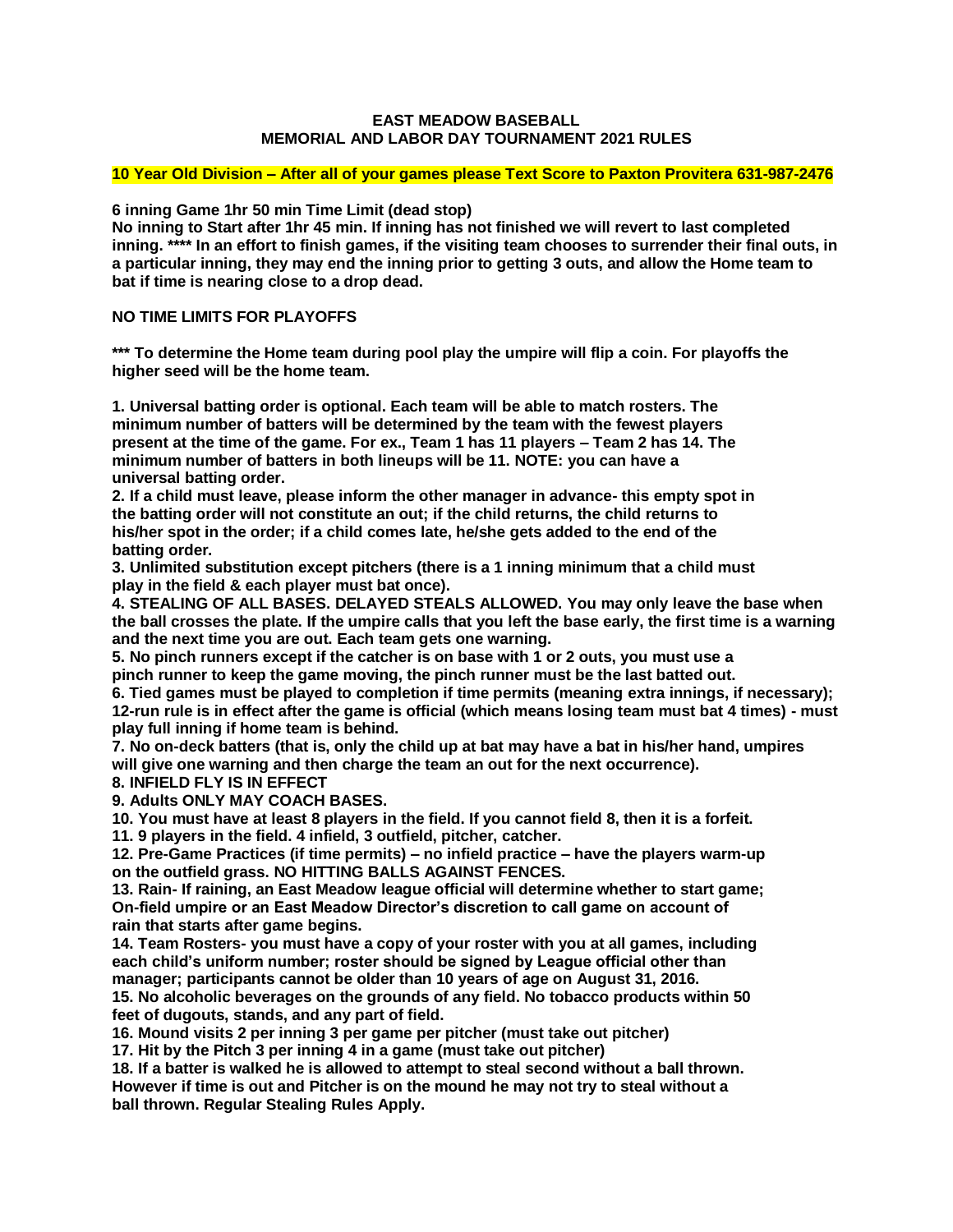# EAST MEADOW BASEBALL
## MEMORIAL AND LABOR DAY TOURNAMENT 2021 RULES

**10 Year Old Division – After all of your games please Text Score to Paxton Provitera 631-987-2476**

**6 inning Game 1hr 50 min Time Limit (dead stop)**
**No inning to Start after 1hr 45 min. If inning has not finished we will revert to last completed inning. **** In an effort to finish games, if the visiting team chooses to surrender their final outs, in a particular inning, they may end the inning prior to getting 3 outs, and allow the Home team to bat if time is nearing close to a drop dead.**

**NO TIME LIMITS FOR PLAYOFFS**

**\*** To determine the Home team during pool play the umpire will flip a coin. For playoffs the higher seed will be the home team.**

**1. Universal batting order is optional. Each team will be able to match rosters. The minimum number of batters will be determined by the team with the fewest players present at the time of the game. For ex., Team 1 has 11 players – Team 2 has 14. The minimum number of batters in both lineups will be 11. NOTE: you can have a universal batting order.**
**2. If a child must leave, please inform the other manager in advance- this empty spot in the batting order will not constitute an out; if the child returns, the child returns to his/her spot in the order; if a child comes late, he/she gets added to the end of the batting order.**
**3. Unlimited substitution except pitchers (there is a 1 inning minimum that a child must play in the field & each player must bat once).**
**4. STEALING OF ALL BASES. DELAYED STEALS ALLOWED. You may only leave the base when the ball crosses the plate. If the umpire calls that you left the base early, the first time is a warning and the next time you are out. Each team gets one warning.**
**5. No pinch runners except if the catcher is on base with 1 or 2 outs, you must use a pinch runner to keep the game moving, the pinch runner must be the last batted out.**
**6. Tied games must be played to completion if time permits (meaning extra innings, if necessary); 12-run rule is in effect after the game is official (which means losing team must bat 4 times) - must play full inning if home team is behind.**
**7. No on-deck batters (that is, only the child up at bat may have a bat in his/her hand, umpires will give one warning and then charge the team an out for the next occurrence).**
**8. INFIELD FLY IS IN EFFECT**
**9. Adults ONLY MAY COACH BASES.**
**10. You must have at least 8 players in the field. If you cannot field 8, then it is a forfeit.**
**11. 9 players in the field. 4 infield, 3 outfield, pitcher, catcher.**
**12. Pre-Game Practices (if time permits) – no infield practice – have the players warm-up on the outfield grass. NO HITTING BALLS AGAINST FENCES.**
**13. Rain- If raining, an East Meadow league official will determine whether to start game; On-field umpire or an East Meadow Director's discretion to call game on account of rain that starts after game begins.**
**14. Team Rosters- you must have a copy of your roster with you at all games, including each child's uniform number; roster should be signed by League official other than manager; participants cannot be older than 10 years of age on August 31, 2016.**
**15. No alcoholic beverages on the grounds of any field. No tobacco products within 50 feet of dugouts, stands, and any part of field.**
**16. Mound visits 2 per inning 3 per game per pitcher (must take out pitcher)**
**17. Hit by the Pitch 3 per inning 4 in a game (must take out pitcher)**
**18. If a batter is walked he is allowed to attempt to steal second without a ball thrown. However if time is out and Pitcher is on the mound he may not try to steal without a ball thrown. Regular Stealing Rules Apply.**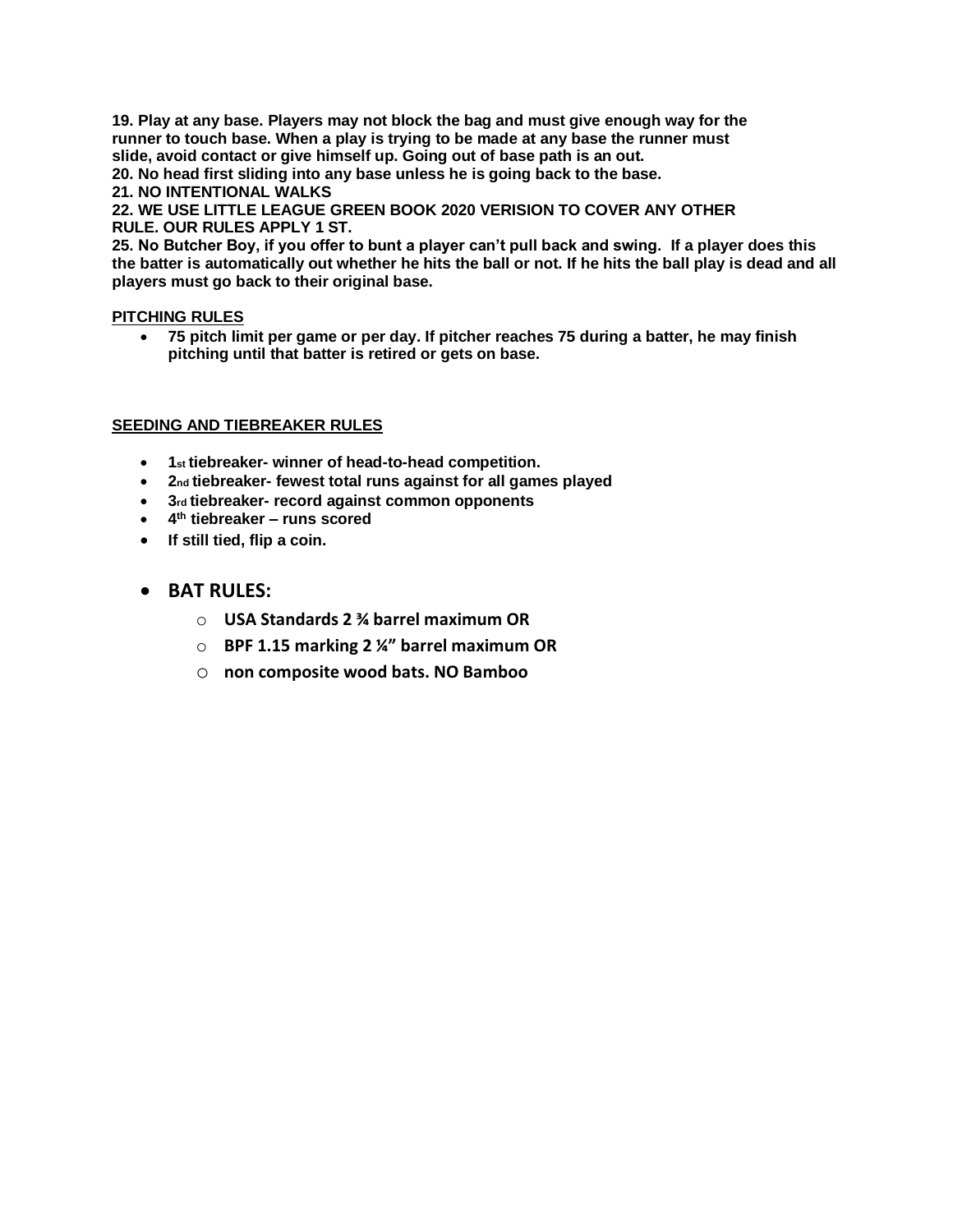**19. Play at any base. Players may not block the bag and must give enough way for the runner to touch base. When a play is trying to be made at any base the runner must slide, avoid contact or give himself up. Going out of base path is an out.**

**20. No head first sliding into any base unless he is going back to the base.**

**21. NO INTENTIONAL WALKS**

**22. WE USE LITTLE LEAGUE GREEN BOOK 2020 VERISION TO COVER ANY OTHER RULE. OUR RULES APPLY 1 ST.**

**25. No Butcher Boy, if you offer to bunt a player can't pull back and swing. If a player does this the batter is automatically out whether he hits the ball or not. If he hits the ball play is dead and all players must go back to their original base.**

**PITCHING RULES**

- **75 pitch limit per game or per day. If pitcher reaches 75 during a batter, he may finish pitching until that batter is retired or gets on base.**

**SEEDING AND TIEBREAKER RULES**

- **1st tiebreaker- winner of head-to-head competition.**
- **2nd tiebreaker- fewest total runs against for all games played**
- **3rd tiebreaker- record against common opponents**
- **4th tiebreaker – runs scored**
- **If still tied, flip a coin.**

- **BAT RULES:**
  - **USA Standards 2 ¾ barrel maximum OR**
  - **BPF 1.15 marking 2 ¼" barrel maximum OR**
  - **non composite wood bats. NO Bamboo**